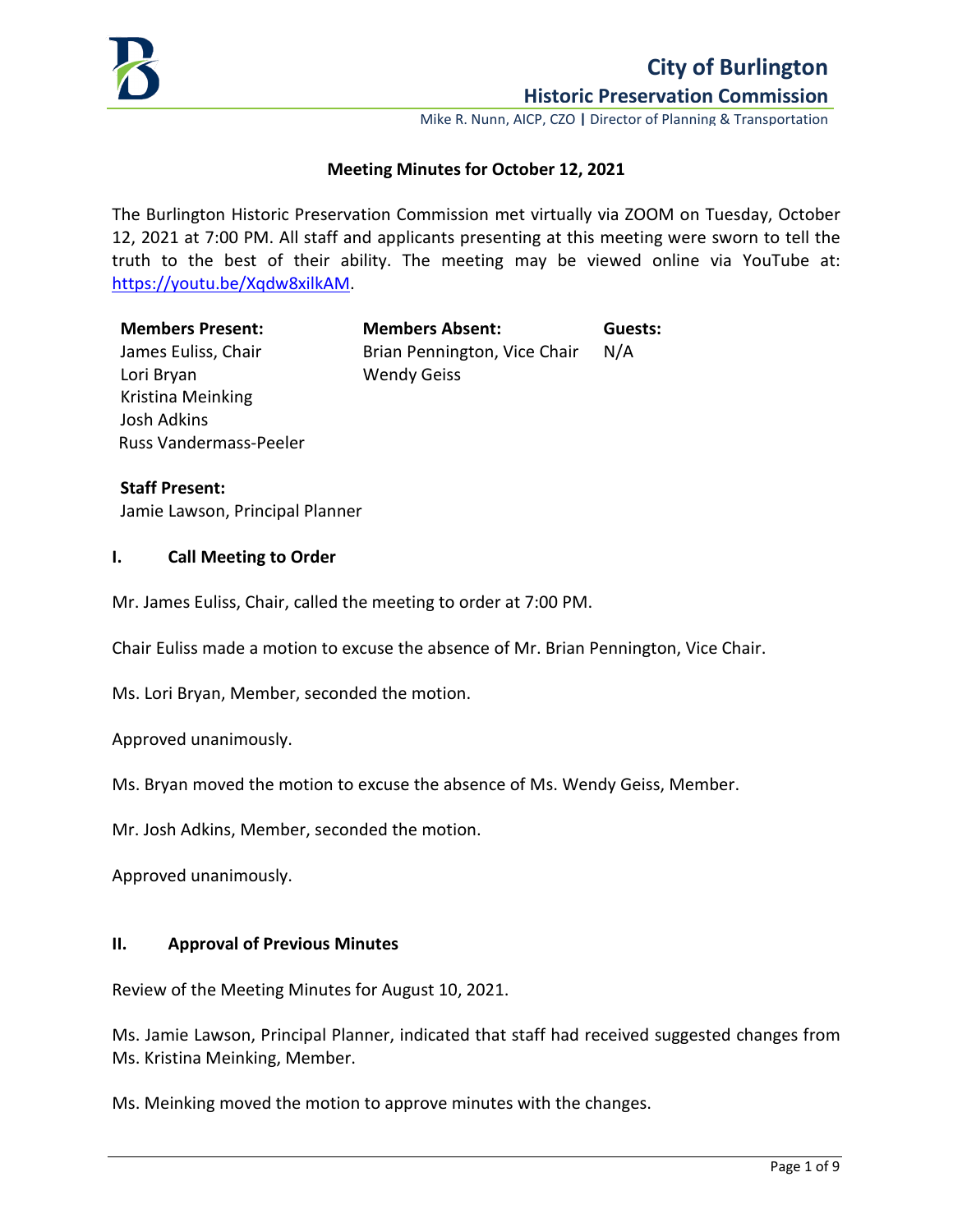# City of Burlington

## Historic Preservation Commission

Mike R. Nunn, AICP, CZO | Director of Planning & Transportation

**Meeting Minutes for October 12, 2021**

The Burlington Historic Preservation Commission met virtually via ZOOM on Tuesday, October 12, 2021 at 7:00 PM. All staff and applicants presenting at this meeting were sworn to tell the truth to the best of their ability. The meeting may be viewed online via YouTube at: https://youtu.be/Xqdw8xilkAM.

| **Members Present:** | **Members Absent:** | **Guests:** |
|---|---|---|
| James Euliss, Chair | Brian Pennington, Vice Chair | N/A |
| Lori Bryan | Wendy Geiss | |
| Kristina Meinking | | |
| Josh Adkins | | |
| Russ Vandermass-Peeler | | |

**Staff Present:**
Jamie Lawson, Principal Planner

### I. Call Meeting to Order

Mr. James Euliss, Chair, called the meeting to order at 7:00 PM.

Chair Euliss made a motion to excuse the absence of Mr. Brian Pennington, Vice Chair.

Ms. Lori Bryan, Member, seconded the motion.

Approved unanimously.

Ms. Bryan moved the motion to excuse the absence of Ms. Wendy Geiss, Member.

Mr. Josh Adkins, Member, seconded the motion.

Approved unanimously.

### II. Approval of Previous Minutes

Review of the Meeting Minutes for August 10, 2021.

Ms. Jamie Lawson, Principal Planner, indicated that staff had received suggested changes from Ms. Kristina Meinking, Member.

Ms. Meinking moved the motion to approve minutes with the changes.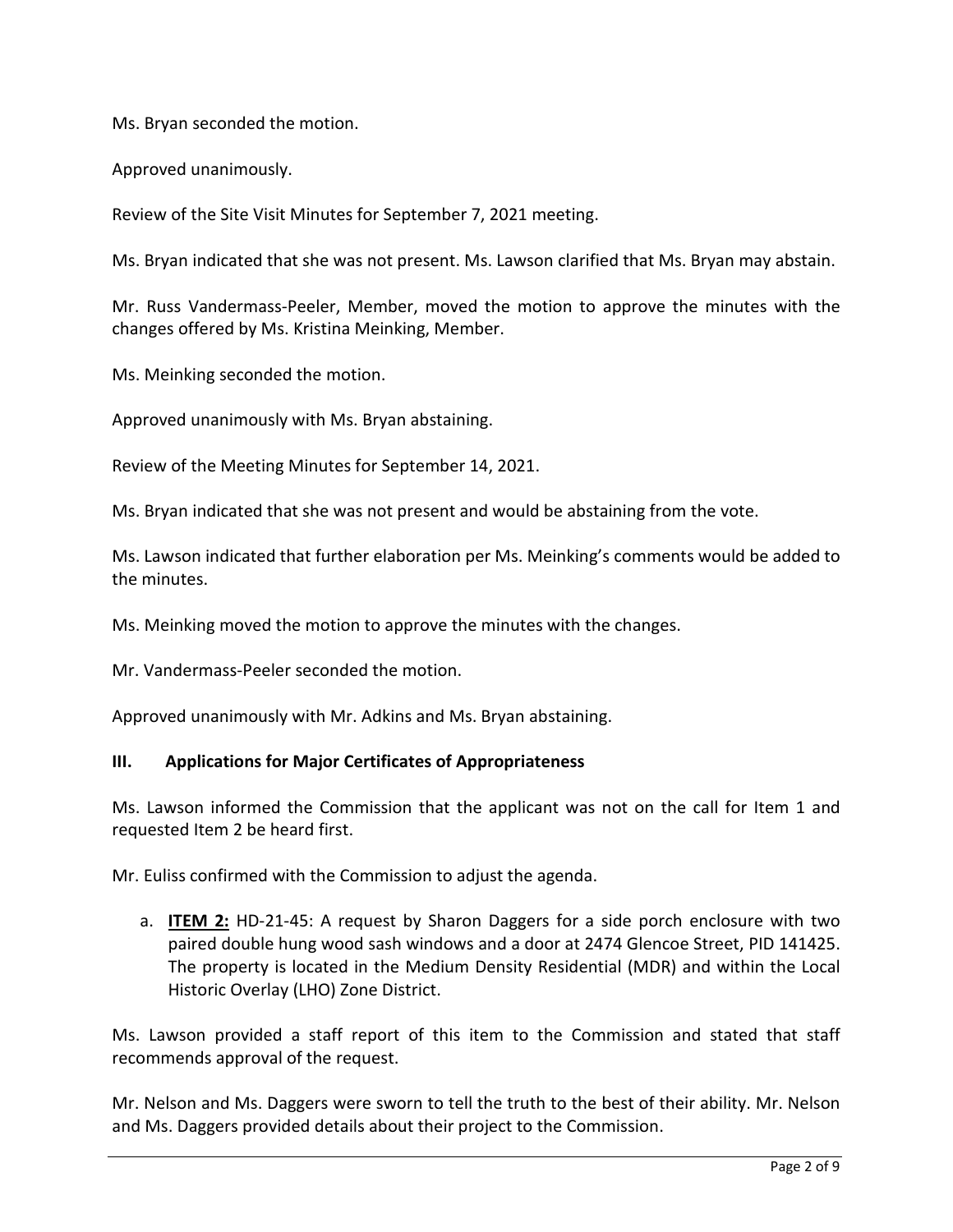Ms. Bryan seconded the motion.

Approved unanimously.

Review of the Site Visit Minutes for September 7, 2021 meeting.

Ms. Bryan indicated that she was not present. Ms. Lawson clarified that Ms. Bryan may abstain.

Mr. Russ Vandermass-Peeler, Member, moved the motion to approve the minutes with the changes offered by Ms. Kristina Meinking, Member.

Ms. Meinking seconded the motion.

Approved unanimously with Ms. Bryan abstaining.

Review of the Meeting Minutes for September 14, 2021.

Ms. Bryan indicated that she was not present and would be abstaining from the vote.

Ms. Lawson indicated that further elaboration per Ms. Meinking's comments would be added to the minutes.

Ms. Meinking moved the motion to approve the minutes with the changes.

Mr. Vandermass-Peeler seconded the motion.

Approved unanimously with Mr. Adkins and Ms. Bryan abstaining.

## III. Applications for Major Certificates of Appropriateness

Ms. Lawson informed the Commission that the applicant was not on the call for Item 1 and requested Item 2 be heard first.

Mr. Euliss confirmed with the Commission to adjust the agenda.

a. **ITEM 2:** HD-21-45: A request by Sharon Daggers for a side porch enclosure with two paired double hung wood sash windows and a door at 2474 Glencoe Street, PID 141425. The property is located in the Medium Density Residential (MDR) and within the Local Historic Overlay (LHO) Zone District.

Ms. Lawson provided a staff report of this item to the Commission and stated that staff recommends approval of the request.

Mr. Nelson and Ms. Daggers were sworn to tell the truth to the best of their ability. Mr. Nelson and Ms. Daggers provided details about their project to the Commission.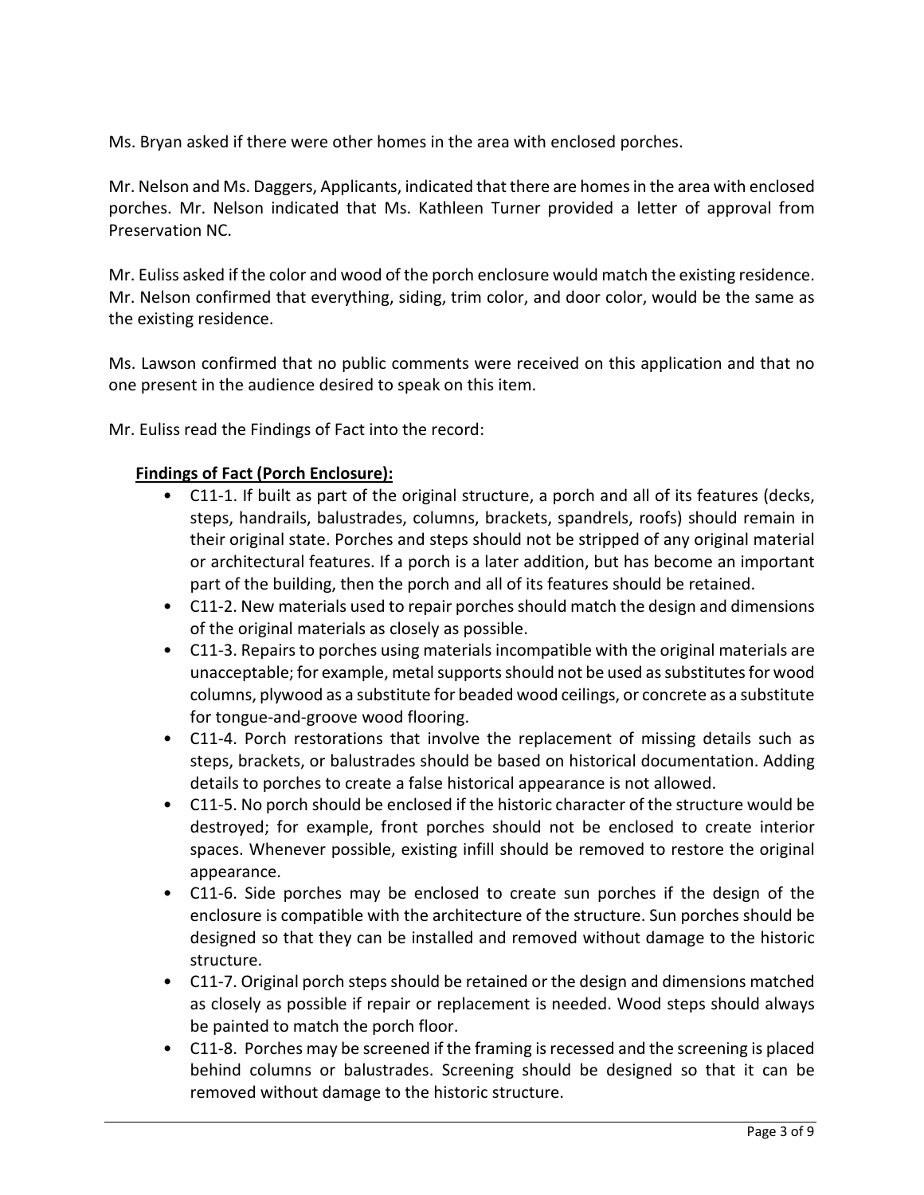Ms. Bryan asked if there were other homes in the area with enclosed porches.

Mr. Nelson and Ms. Daggers, Applicants, indicated that there are homes in the area with enclosed porches. Mr. Nelson indicated that Ms. Kathleen Turner provided a letter of approval from Preservation NC.

Mr. Euliss asked if the color and wood of the porch enclosure would match the existing residence. Mr. Nelson confirmed that everything, siding, trim color, and door color, would be the same as the existing residence.

Ms. Lawson confirmed that no public comments were received on this application and that no one present in the audience desired to speak on this item.

Mr. Euliss read the Findings of Fact into the record:

**Findings of Fact (Porch Enclosure):**

- C11-1. If built as part of the original structure, a porch and all of its features (decks, steps, handrails, balustrades, columns, brackets, spandrels, roofs) should remain in their original state. Porches and steps should not be stripped of any original material or architectural features. If a porch is a later addition, but has become an important part of the building, then the porch and all of its features should be retained.
- C11-2. New materials used to repair porches should match the design and dimensions of the original materials as closely as possible.
- C11-3. Repairs to porches using materials incompatible with the original materials are unacceptable; for example, metal supports should not be used as substitutes for wood columns, plywood as a substitute for beaded wood ceilings, or concrete as a substitute for tongue-and-groove wood flooring.
- C11-4. Porch restorations that involve the replacement of missing details such as steps, brackets, or balustrades should be based on historical documentation. Adding details to porches to create a false historical appearance is not allowed.
- C11-5. No porch should be enclosed if the historic character of the structure would be destroyed; for example, front porches should not be enclosed to create interior spaces. Whenever possible, existing infill should be removed to restore the original appearance.
- C11-6. Side porches may be enclosed to create sun porches if the design of the enclosure is compatible with the architecture of the structure. Sun porches should be designed so that they can be installed and removed without damage to the historic structure.
- C11-7. Original porch steps should be retained or the design and dimensions matched as closely as possible if repair or replacement is needed. Wood steps should always be painted to match the porch floor.
- C11-8. Porches may be screened if the framing is recessed and the screening is placed behind columns or balustrades. Screening should be designed so that it can be removed without damage to the historic structure.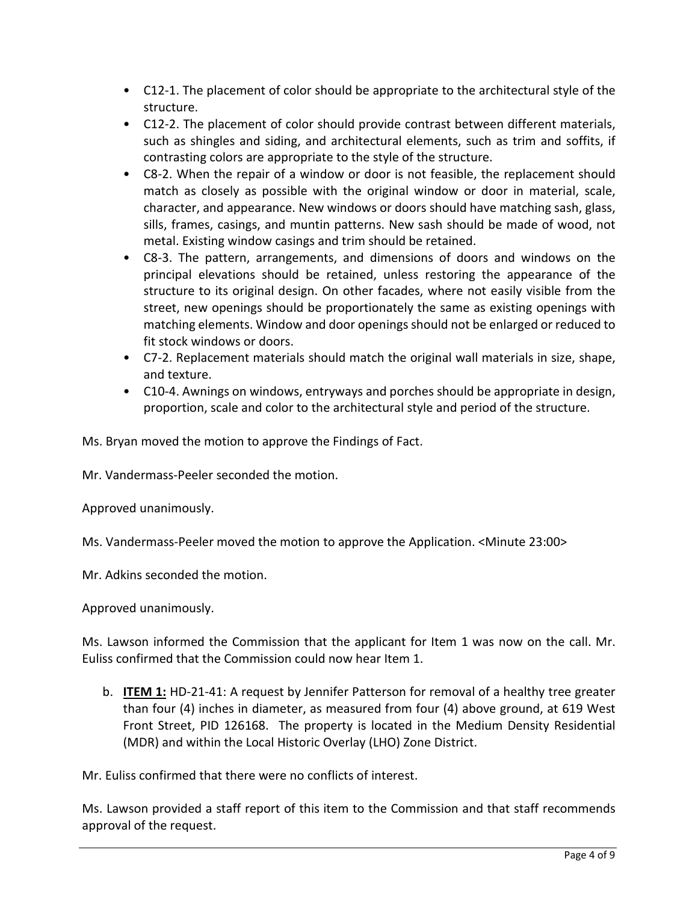- C12-1. The placement of color should be appropriate to the architectural style of the structure.
- C12-2. The placement of color should provide contrast between different materials, such as shingles and siding, and architectural elements, such as trim and soffits, if contrasting colors are appropriate to the style of the structure.
- C8-2. When the repair of a window or door is not feasible, the replacement should match as closely as possible with the original window or door in material, scale, character, and appearance. New windows or doors should have matching sash, glass, sills, frames, casings, and muntin patterns. New sash should be made of wood, not metal. Existing window casings and trim should be retained.
- C8-3. The pattern, arrangements, and dimensions of doors and windows on the principal elevations should be retained, unless restoring the appearance of the structure to its original design. On other facades, where not easily visible from the street, new openings should be proportionately the same as existing openings with matching elements. Window and door openings should not be enlarged or reduced to fit stock windows or doors.
- C7-2. Replacement materials should match the original wall materials in size, shape, and texture.
- C10-4. Awnings on windows, entryways and porches should be appropriate in design, proportion, scale and color to the architectural style and period of the structure.

Ms. Bryan moved the motion to approve the Findings of Fact.

Mr. Vandermass-Peeler seconded the motion.

Approved unanimously.

Ms. Vandermass-Peeler moved the motion to approve the Application. <Minute 23:00>

Mr. Adkins seconded the motion.

Approved unanimously.

Ms. Lawson informed the Commission that the applicant for Item 1 was now on the call. Mr. Euliss confirmed that the Commission could now hear Item 1.

b. **ITEM 1:** HD-21-41: A request by Jennifer Patterson for removal of a healthy tree greater than four (4) inches in diameter, as measured from four (4) above ground, at 619 West Front Street, PID 126168. The property is located in the Medium Density Residential (MDR) and within the Local Historic Overlay (LHO) Zone District.

Mr. Euliss confirmed that there were no conflicts of interest.

Ms. Lawson provided a staff report of this item to the Commission and that staff recommends approval of the request.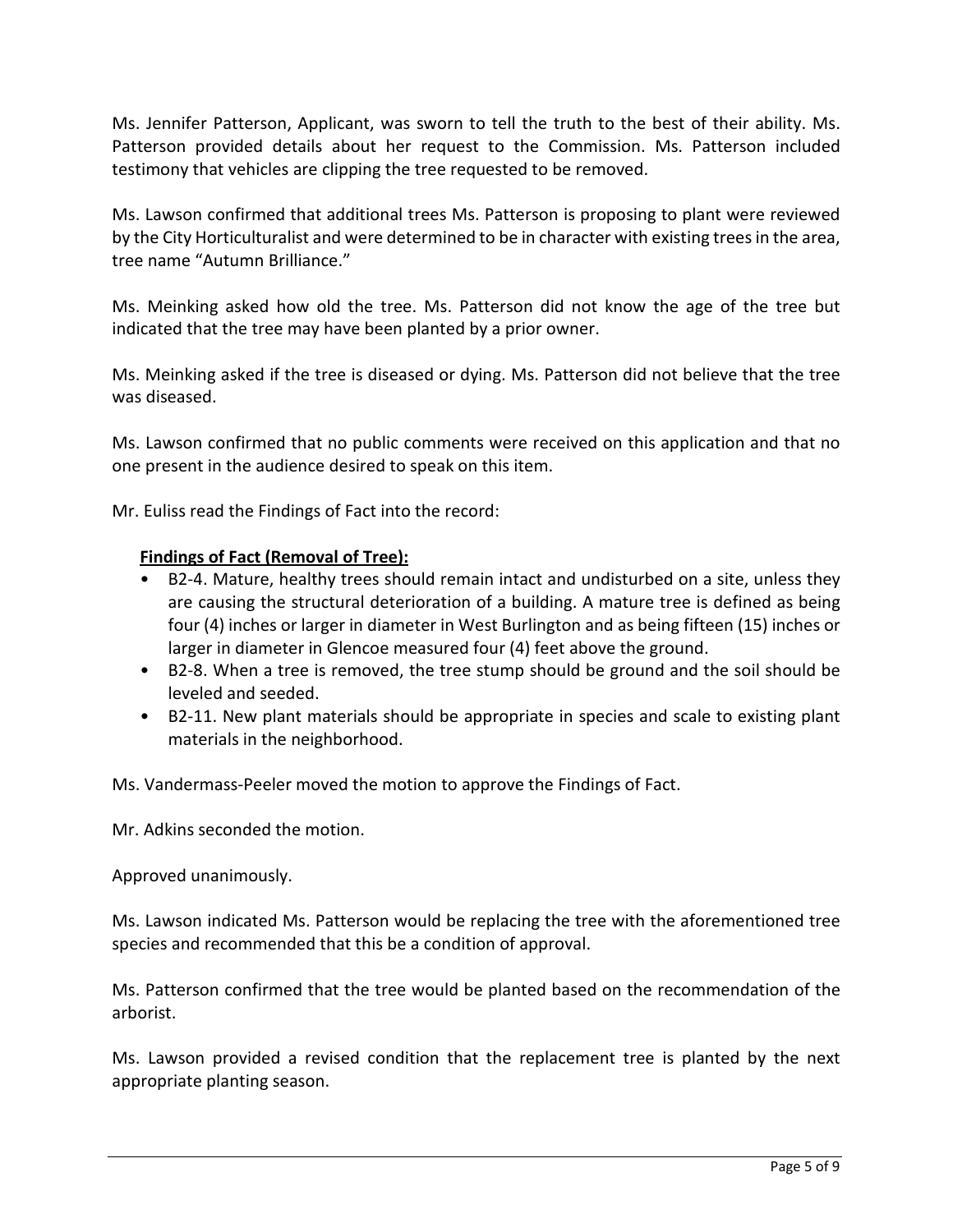Ms. Jennifer Patterson, Applicant, was sworn to tell the truth to the best of their ability. Ms. Patterson provided details about her request to the Commission. Ms. Patterson included testimony that vehicles are clipping the tree requested to be removed.

Ms. Lawson confirmed that additional trees Ms. Patterson is proposing to plant were reviewed by the City Horticulturalist and were determined to be in character with existing trees in the area, tree name "Autumn Brilliance."

Ms. Meinking asked how old the tree. Ms. Patterson did not know the age of the tree but indicated that the tree may have been planted by a prior owner.

Ms. Meinking asked if the tree is diseased or dying. Ms. Patterson did not believe that the tree was diseased.

Ms. Lawson confirmed that no public comments were received on this application and that no one present in the audience desired to speak on this item.

Mr. Euliss read the Findings of Fact into the record:

**Findings of Fact (Removal of Tree):**

- B2-4. Mature, healthy trees should remain intact and undisturbed on a site, unless they are causing the structural deterioration of a building. A mature tree is defined as being four (4) inches or larger in diameter in West Burlington and as being fifteen (15) inches or larger in diameter in Glencoe measured four (4) feet above the ground.
- B2-8. When a tree is removed, the tree stump should be ground and the soil should be leveled and seeded.
- B2-11. New plant materials should be appropriate in species and scale to existing plant materials in the neighborhood.

Ms. Vandermass-Peeler moved the motion to approve the Findings of Fact.

Mr. Adkins seconded the motion.

Approved unanimously.

Ms. Lawson indicated Ms. Patterson would be replacing the tree with the aforementioned tree species and recommended that this be a condition of approval.

Ms. Patterson confirmed that the tree would be planted based on the recommendation of the arborist.

Ms. Lawson provided a revised condition that the replacement tree is planted by the next appropriate planting season.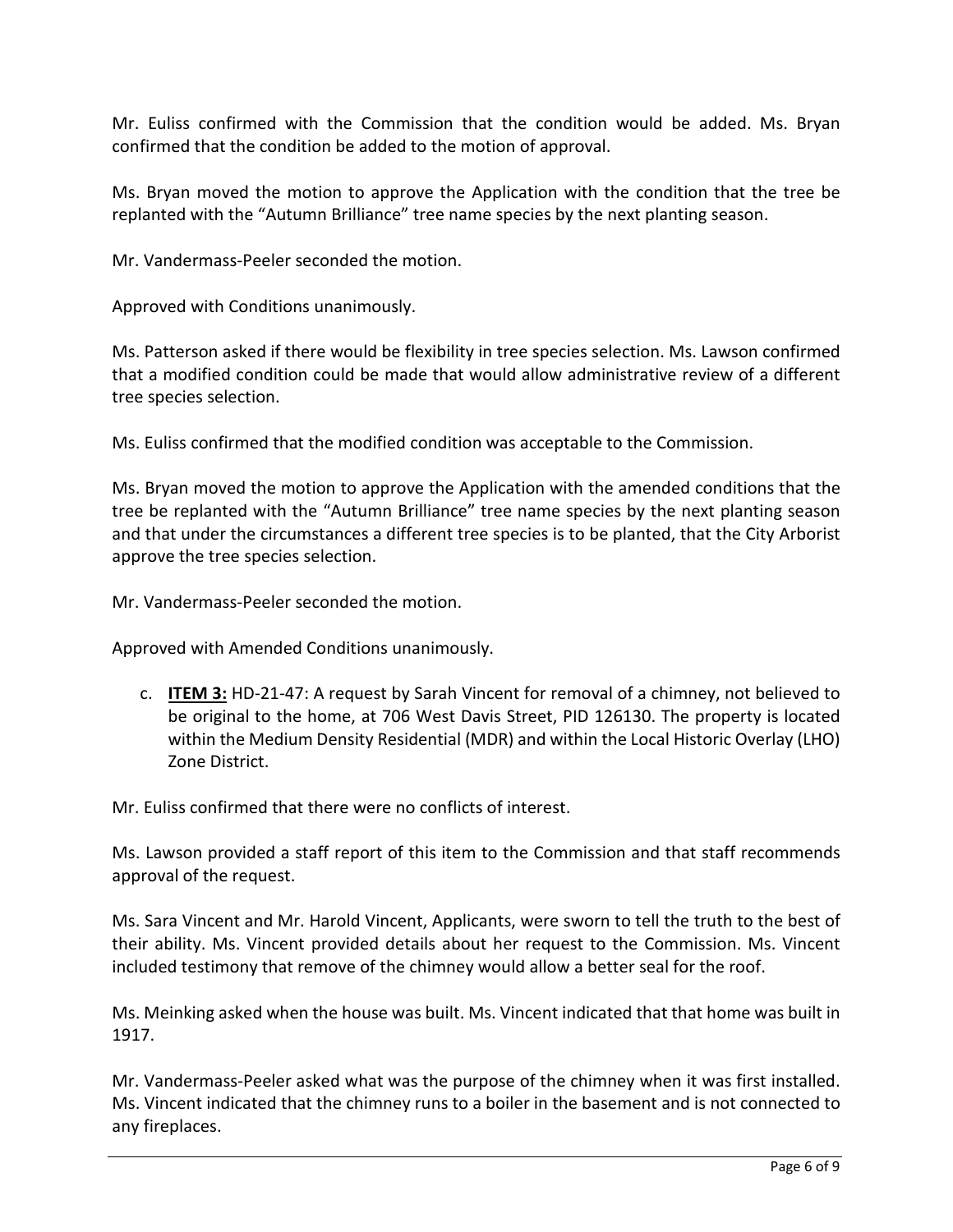Mr. Euliss confirmed with the Commission that the condition would be added. Ms. Bryan confirmed that the condition be added to the motion of approval.

Ms. Bryan moved the motion to approve the Application with the condition that the tree be replanted with the "Autumn Brilliance" tree name species by the next planting season.

Mr. Vandermass-Peeler seconded the motion.

Approved with Conditions unanimously.

Ms. Patterson asked if there would be flexibility in tree species selection. Ms. Lawson confirmed that a modified condition could be made that would allow administrative review of a different tree species selection.

Ms. Euliss confirmed that the modified condition was acceptable to the Commission.

Ms. Bryan moved the motion to approve the Application with the amended conditions that the tree be replanted with the "Autumn Brilliance" tree name species by the next planting season and that under the circumstances a different tree species is to be planted, that the City Arborist approve the tree species selection.

Mr. Vandermass-Peeler seconded the motion.

Approved with Amended Conditions unanimously.

c. **ITEM 3:** HD-21-47: A request by Sarah Vincent for removal of a chimney, not believed to be original to the home, at 706 West Davis Street, PID 126130. The property is located within the Medium Density Residential (MDR) and within the Local Historic Overlay (LHO) Zone District.

Mr. Euliss confirmed that there were no conflicts of interest.

Ms. Lawson provided a staff report of this item to the Commission and that staff recommends approval of the request.

Ms. Sara Vincent and Mr. Harold Vincent, Applicants, were sworn to tell the truth to the best of their ability. Ms. Vincent provided details about her request to the Commission. Ms. Vincent included testimony that remove of the chimney would allow a better seal for the roof.

Ms. Meinking asked when the house was built. Ms. Vincent indicated that that home was built in 1917.

Mr. Vandermass-Peeler asked what was the purpose of the chimney when it was first installed. Ms. Vincent indicated that the chimney runs to a boiler in the basement and is not connected to any fireplaces.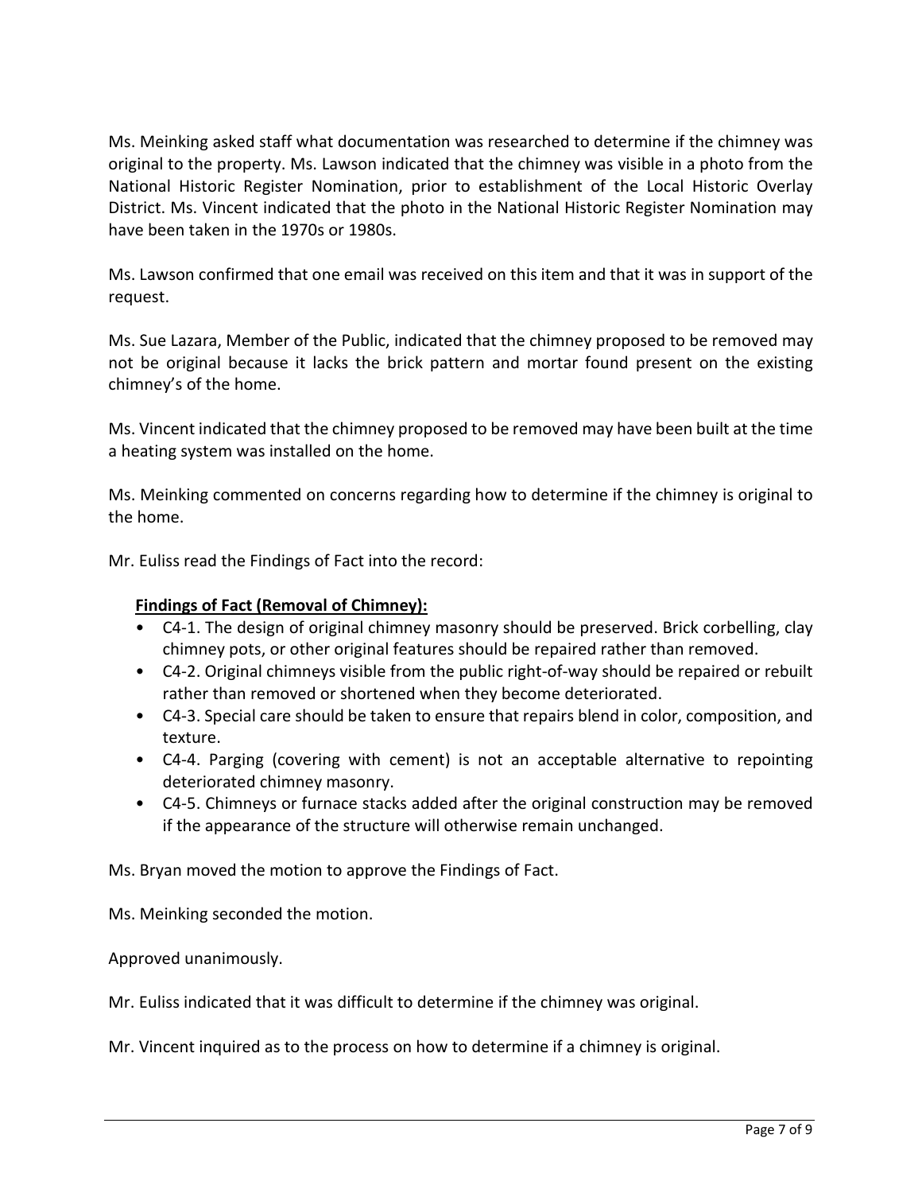Ms. Meinking asked staff what documentation was researched to determine if the chimney was original to the property. Ms. Lawson indicated that the chimney was visible in a photo from the National Historic Register Nomination, prior to establishment of the Local Historic Overlay District. Ms. Vincent indicated that the photo in the National Historic Register Nomination may have been taken in the 1970s or 1980s.

Ms. Lawson confirmed that one email was received on this item and that it was in support of the request.

Ms. Sue Lazara, Member of the Public, indicated that the chimney proposed to be removed may not be original because it lacks the brick pattern and mortar found present on the existing chimney's of the home.

Ms. Vincent indicated that the chimney proposed to be removed may have been built at the time a heating system was installed on the home.

Ms. Meinking commented on concerns regarding how to determine if the chimney is original to the home.

Mr. Euliss read the Findings of Fact into the record:

**Findings of Fact (Removal of Chimney):**

- C4-1. The design of original chimney masonry should be preserved. Brick corbelling, clay chimney pots, or other original features should be repaired rather than removed.
- C4-2. Original chimneys visible from the public right-of-way should be repaired or rebuilt rather than removed or shortened when they become deteriorated.
- C4-3. Special care should be taken to ensure that repairs blend in color, composition, and texture.
- C4-4. Parging (covering with cement) is not an acceptable alternative to repointing deteriorated chimney masonry.
- C4-5. Chimneys or furnace stacks added after the original construction may be removed if the appearance of the structure will otherwise remain unchanged.

Ms. Bryan moved the motion to approve the Findings of Fact.

Ms. Meinking seconded the motion.

Approved unanimously.

Mr. Euliss indicated that it was difficult to determine if the chimney was original.

Mr. Vincent inquired as to the process on how to determine if a chimney is original.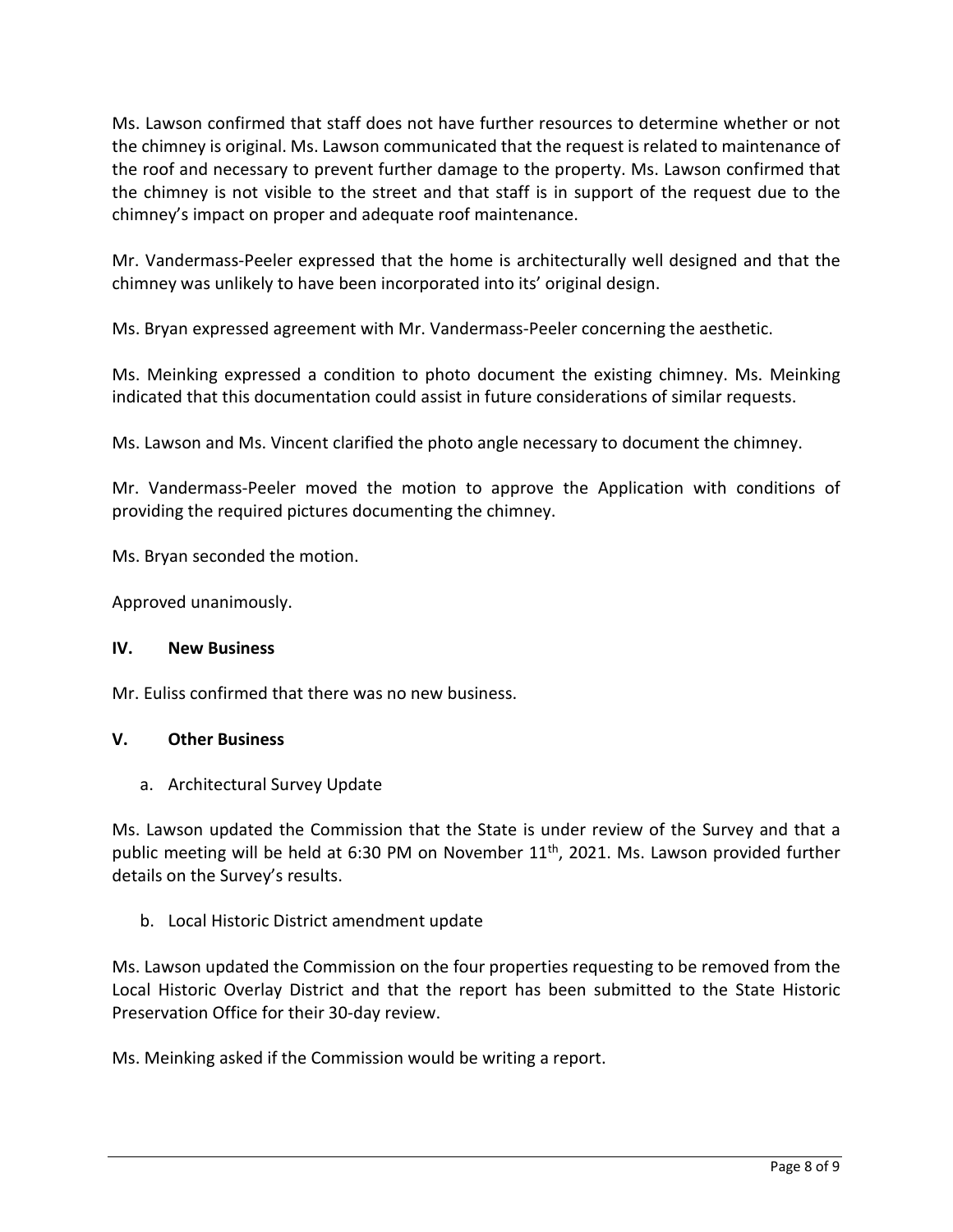Ms. Lawson confirmed that staff does not have further resources to determine whether or not the chimney is original. Ms. Lawson communicated that the request is related to maintenance of the roof and necessary to prevent further damage to the property. Ms. Lawson confirmed that the chimney is not visible to the street and that staff is in support of the request due to the chimney's impact on proper and adequate roof maintenance.

Mr. Vandermass-Peeler expressed that the home is architecturally well designed and that the chimney was unlikely to have been incorporated into its' original design.

Ms. Bryan expressed agreement with Mr. Vandermass-Peeler concerning the aesthetic.

Ms. Meinking expressed a condition to photo document the existing chimney. Ms. Meinking indicated that this documentation could assist in future considerations of similar requests.

Ms. Lawson and Ms. Vincent clarified the photo angle necessary to document the chimney.

Mr. Vandermass-Peeler moved the motion to approve the Application with conditions of providing the required pictures documenting the chimney.

Ms. Bryan seconded the motion.

Approved unanimously.

## IV. New Business

Mr. Euliss confirmed that there was no new business.

## V. Other Business

a. Architectural Survey Update

Ms. Lawson updated the Commission that the State is under review of the Survey and that a public meeting will be held at 6:30 PM on November 11th, 2021. Ms. Lawson provided further details on the Survey's results.

b. Local Historic District amendment update

Ms. Lawson updated the Commission on the four properties requesting to be removed from the Local Historic Overlay District and that the report has been submitted to the State Historic Preservation Office for their 30-day review.

Ms. Meinking asked if the Commission would be writing a report.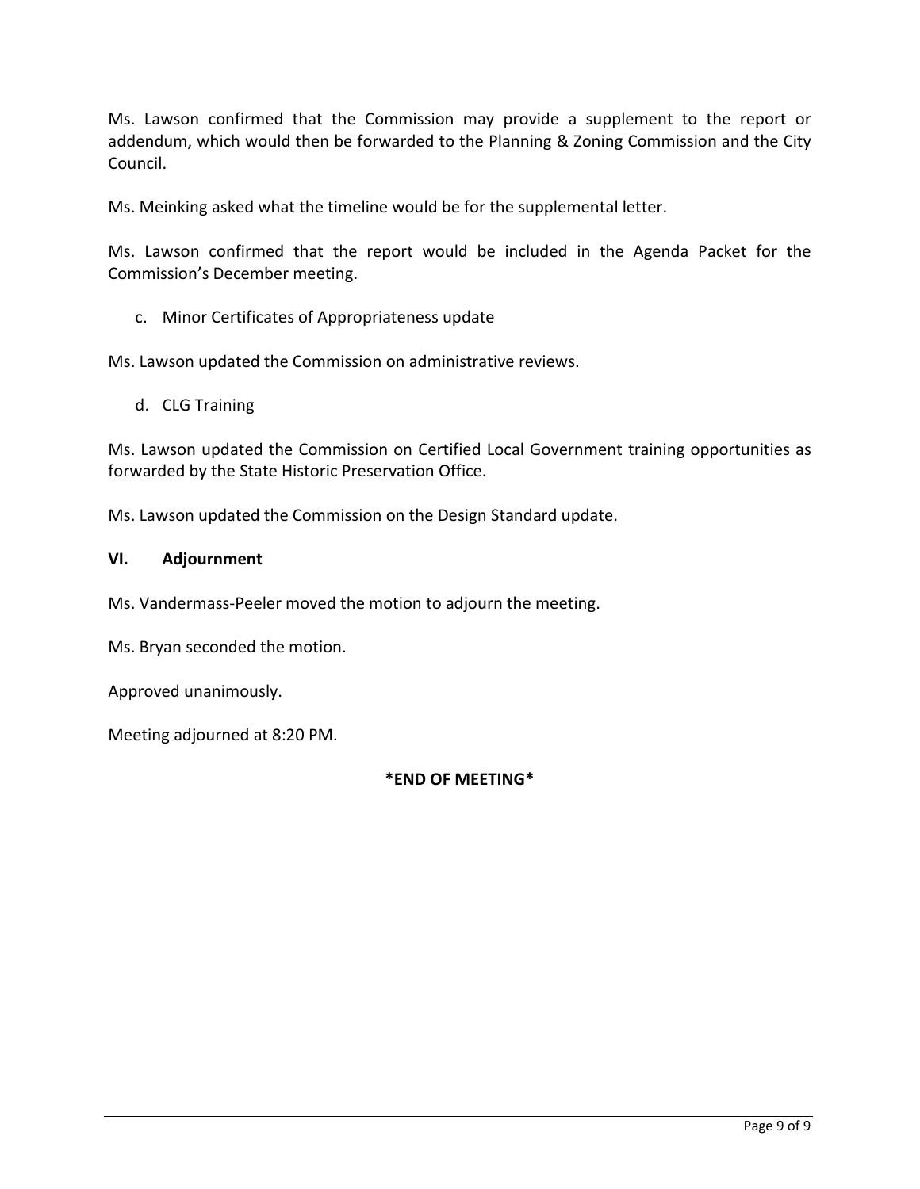Ms. Lawson confirmed that the Commission may provide a supplement to the report or addendum, which would then be forwarded to the Planning & Zoning Commission and the City Council.

Ms. Meinking asked what the timeline would be for the supplemental letter.

Ms. Lawson confirmed that the report would be included in the Agenda Packet for the Commission's December meeting.

c. Minor Certificates of Appropriateness update

Ms. Lawson updated the Commission on administrative reviews.

d. CLG Training

Ms. Lawson updated the Commission on Certified Local Government training opportunities as forwarded by the State Historic Preservation Office.

Ms. Lawson updated the Commission on the Design Standard update.

## VI. Adjournment

Ms. Vandermass-Peeler moved the motion to adjourn the meeting.

Ms. Bryan seconded the motion.

Approved unanimously.

Meeting adjourned at 8:20 PM.

**\*END OF MEETING\***